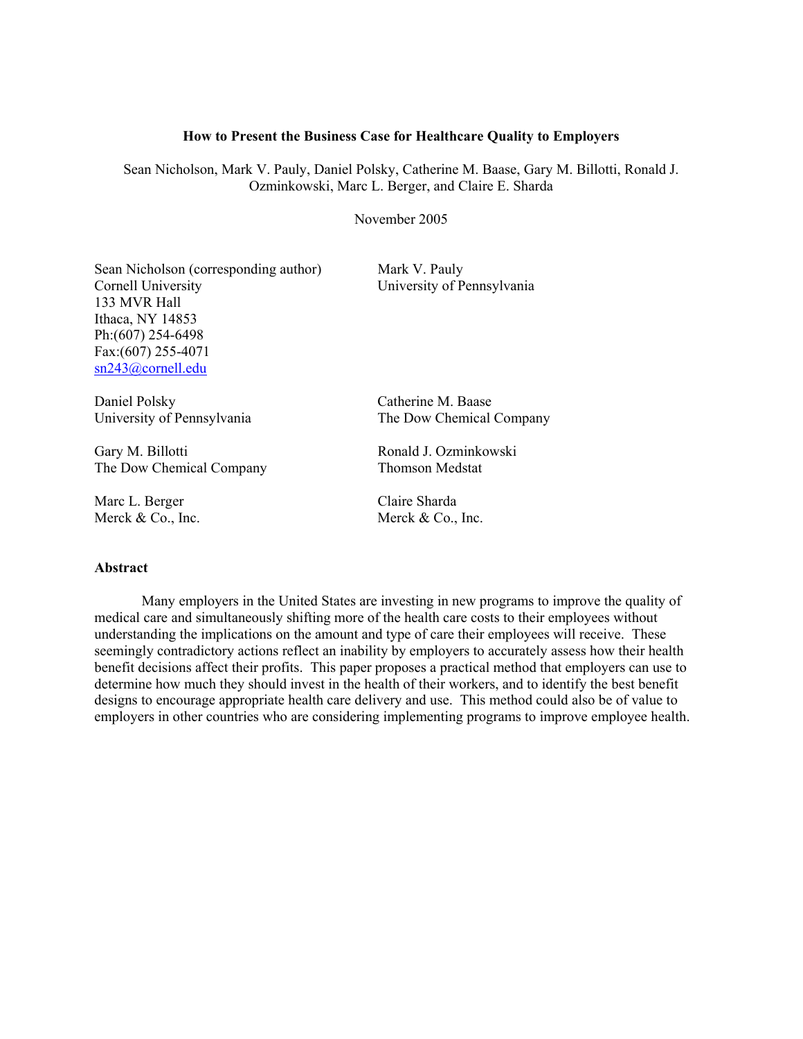# How to Present the Business Case for Healthcare Quality to Employers

Sean Nicholson, Mark V. Pauly, Daniel Polsky, Catherine M. Baase, Gary M. Billotti, Ronald J. Ozminkowski, Marc L. Berger, and Claire E. Sharda

November 2005

Sean Nicholson (corresponding author)
Cornell University
133 MVR Hall
Ithaca, NY 14853
Ph:(607) 254-6498
Fax:(607) 255-4071
sn243@cornell.edu

Mark V. Pauly
University of Pennsylvania

Daniel Polsky
University of Pennsylvania

Catherine M. Baase
The Dow Chemical Company

Gary M. Billotti
The Dow Chemical Company

Ronald J. Ozminkowski
Thomson Medstat

Marc L. Berger
Merck & Co., Inc.

Claire Sharda
Merck & Co., Inc.

## Abstract

Many employers in the United States are investing in new programs to improve the quality of medical care and simultaneously shifting more of the health care costs to their employees without understanding the implications on the amount and type of care their employees will receive. These seemingly contradictory actions reflect an inability by employers to accurately assess how their health benefit decisions affect their profits. This paper proposes a practical method that employers can use to determine how much they should invest in the health of their workers, and to identify the best benefit designs to encourage appropriate health care delivery and use. This method could also be of value to employers in other countries who are considering implementing programs to improve employee health.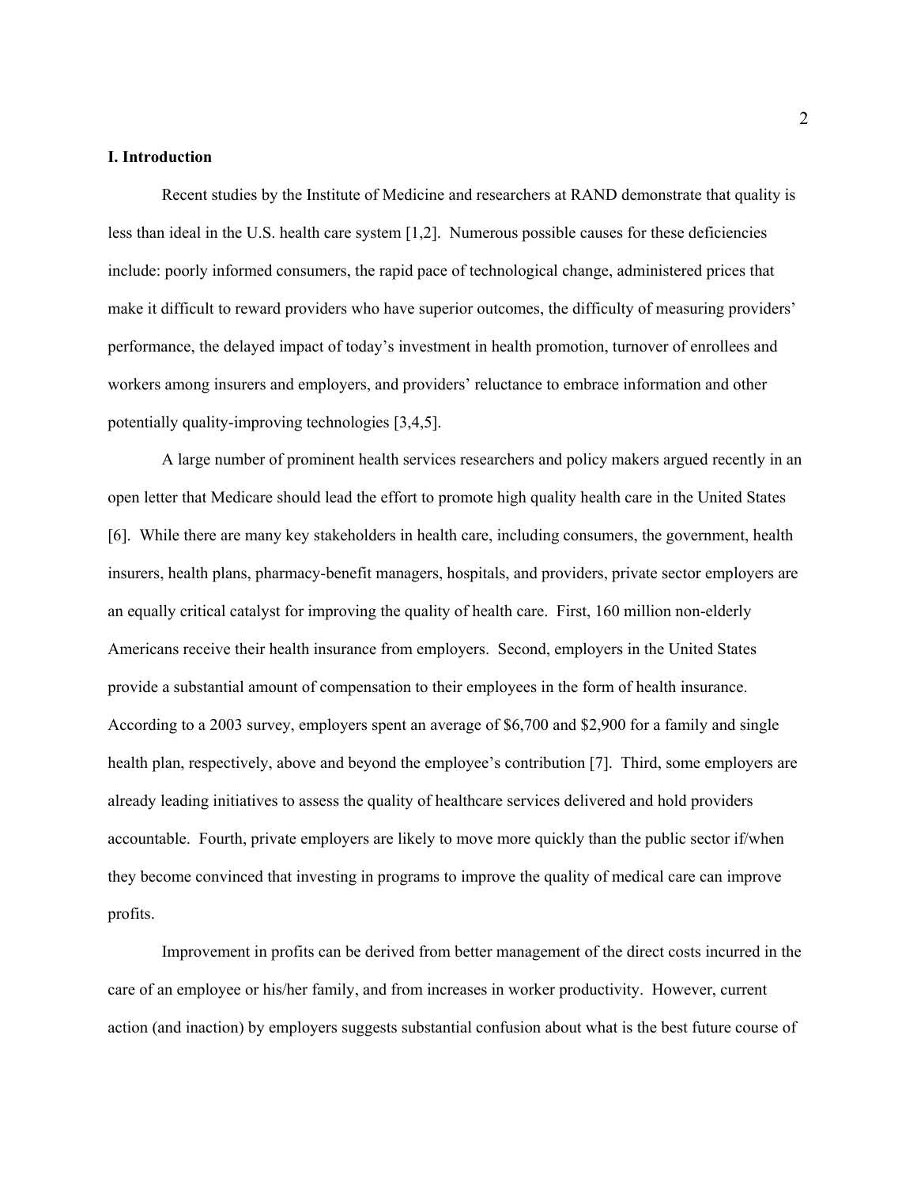## I. Introduction

Recent studies by the Institute of Medicine and researchers at RAND demonstrate that quality is less than ideal in the U.S. health care system [1,2]. Numerous possible causes for these deficiencies include: poorly informed consumers, the rapid pace of technological change, administered prices that make it difficult to reward providers who have superior outcomes, the difficulty of measuring providers' performance, the delayed impact of today's investment in health promotion, turnover of enrollees and workers among insurers and employers, and providers' reluctance to embrace information and other potentially quality-improving technologies [3,4,5].

A large number of prominent health services researchers and policy makers argued recently in an open letter that Medicare should lead the effort to promote high quality health care in the United States [6]. While there are many key stakeholders in health care, including consumers, the government, health insurers, health plans, pharmacy-benefit managers, hospitals, and providers, private sector employers are an equally critical catalyst for improving the quality of health care. First, 160 million non-elderly Americans receive their health insurance from employers. Second, employers in the United States provide a substantial amount of compensation to their employees in the form of health insurance. According to a 2003 survey, employers spent an average of $6,700 and $2,900 for a family and single health plan, respectively, above and beyond the employee's contribution [7]. Third, some employers are already leading initiatives to assess the quality of healthcare services delivered and hold providers accountable. Fourth, private employers are likely to move more quickly than the public sector if/when they become convinced that investing in programs to improve the quality of medical care can improve profits.

Improvement in profits can be derived from better management of the direct costs incurred in the care of an employee or his/her family, and from increases in worker productivity. However, current action (and inaction) by employers suggests substantial confusion about what is the best future course of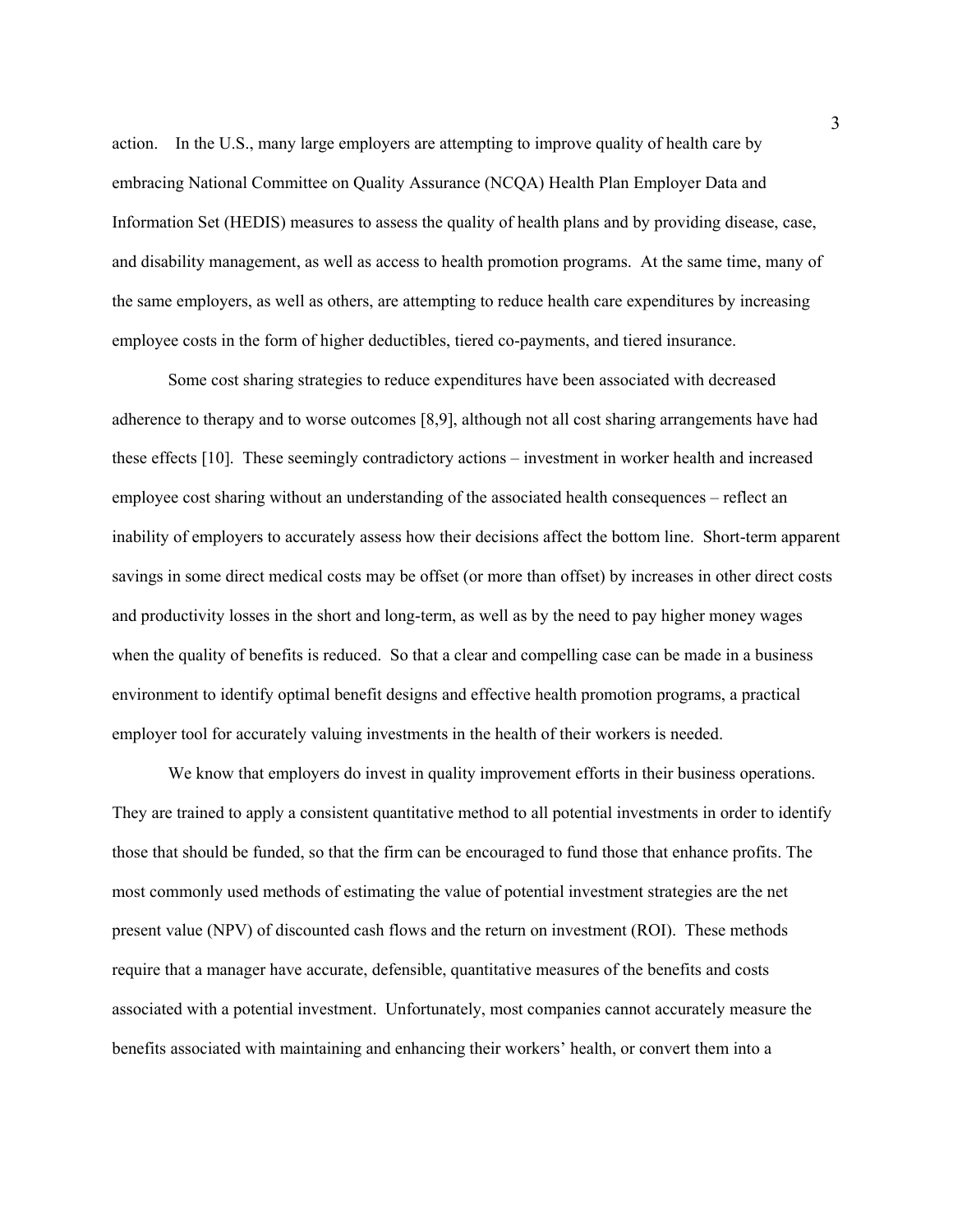action. In the U.S., many large employers are attempting to improve quality of health care by embracing National Committee on Quality Assurance (NCQA) Health Plan Employer Data and Information Set (HEDIS) measures to assess the quality of health plans and by providing disease, case, and disability management, as well as access to health promotion programs. At the same time, many of the same employers, as well as others, are attempting to reduce health care expenditures by increasing employee costs in the form of higher deductibles, tiered co-payments, and tiered insurance.

Some cost sharing strategies to reduce expenditures have been associated with decreased adherence to therapy and to worse outcomes [8,9], although not all cost sharing arrangements have had these effects [10]. These seemingly contradictory actions – investment in worker health and increased employee cost sharing without an understanding of the associated health consequences – reflect an inability of employers to accurately assess how their decisions affect the bottom line. Short-term apparent savings in some direct medical costs may be offset (or more than offset) by increases in other direct costs and productivity losses in the short and long-term, as well as by the need to pay higher money wages when the quality of benefits is reduced. So that a clear and compelling case can be made in a business environment to identify optimal benefit designs and effective health promotion programs, a practical employer tool for accurately valuing investments in the health of their workers is needed.

We know that employers do invest in quality improvement efforts in their business operations. They are trained to apply a consistent quantitative method to all potential investments in order to identify those that should be funded, so that the firm can be encouraged to fund those that enhance profits. The most commonly used methods of estimating the value of potential investment strategies are the net present value (NPV) of discounted cash flows and the return on investment (ROI). These methods require that a manager have accurate, defensible, quantitative measures of the benefits and costs associated with a potential investment. Unfortunately, most companies cannot accurately measure the benefits associated with maintaining and enhancing their workers' health, or convert them into a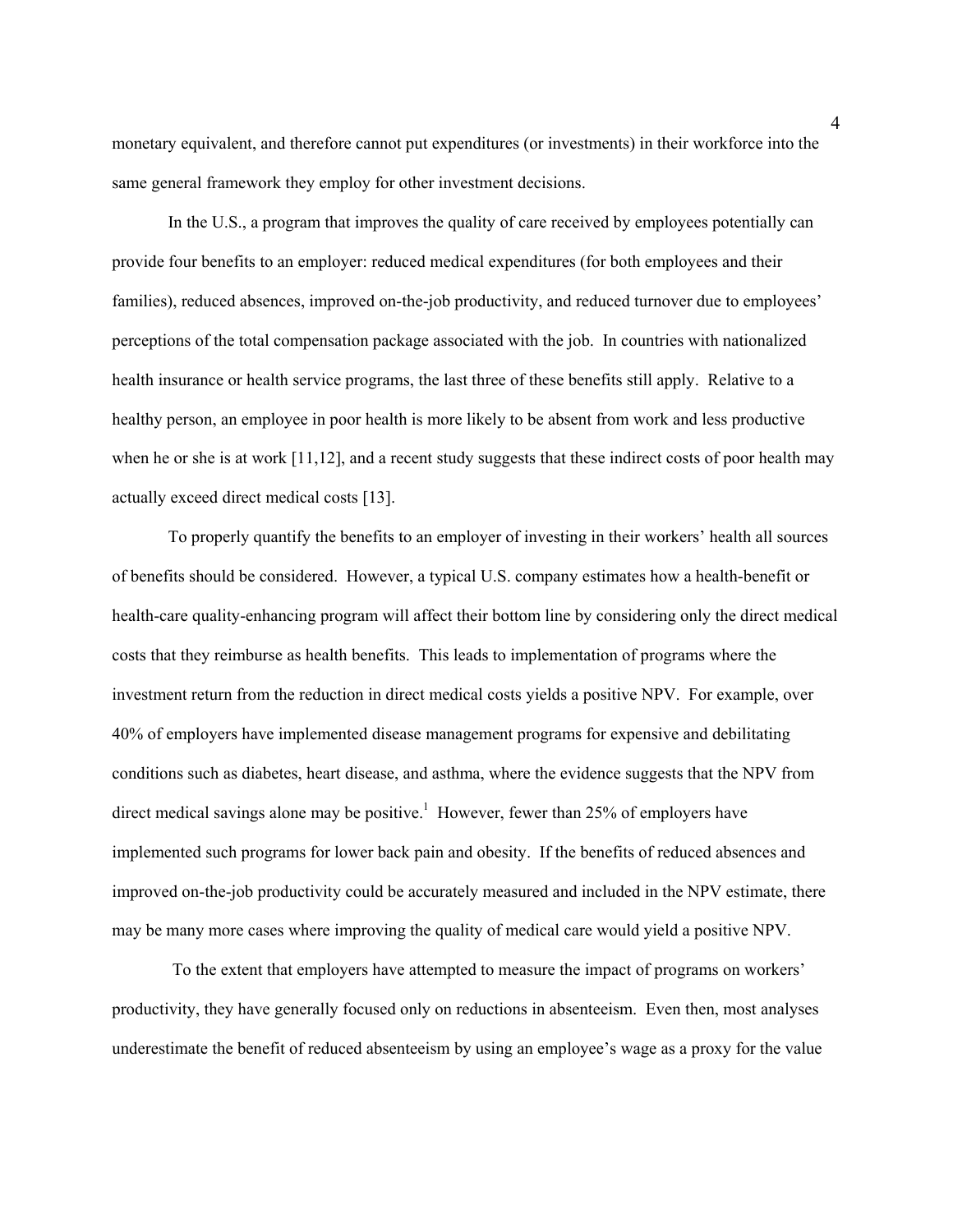monetary equivalent, and therefore cannot put expenditures (or investments) in their workforce into the same general framework they employ for other investment decisions.

In the U.S., a program that improves the quality of care received by employees potentially can provide four benefits to an employer: reduced medical expenditures (for both employees and their families), reduced absences, improved on-the-job productivity, and reduced turnover due to employees' perceptions of the total compensation package associated with the job. In countries with nationalized health insurance or health service programs, the last three of these benefits still apply. Relative to a healthy person, an employee in poor health is more likely to be absent from work and less productive when he or she is at work [11,12], and a recent study suggests that these indirect costs of poor health may actually exceed direct medical costs [13].

To properly quantify the benefits to an employer of investing in their workers' health all sources of benefits should be considered. However, a typical U.S. company estimates how a health-benefit or health-care quality-enhancing program will affect their bottom line by considering only the direct medical costs that they reimburse as health benefits. This leads to implementation of programs where the investment return from the reduction in direct medical costs yields a positive NPV. For example, over 40% of employers have implemented disease management programs for expensive and debilitating conditions such as diabetes, heart disease, and asthma, where the evidence suggests that the NPV from direct medical savings alone may be positive.[1] However, fewer than 25% of employers have implemented such programs for lower back pain and obesity. If the benefits of reduced absences and improved on-the-job productivity could be accurately measured and included in the NPV estimate, there may be many more cases where improving the quality of medical care would yield a positive NPV.

To the extent that employers have attempted to measure the impact of programs on workers' productivity, they have generally focused only on reductions in absenteeism. Even then, most analyses underestimate the benefit of reduced absenteeism by using an employee's wage as a proxy for the value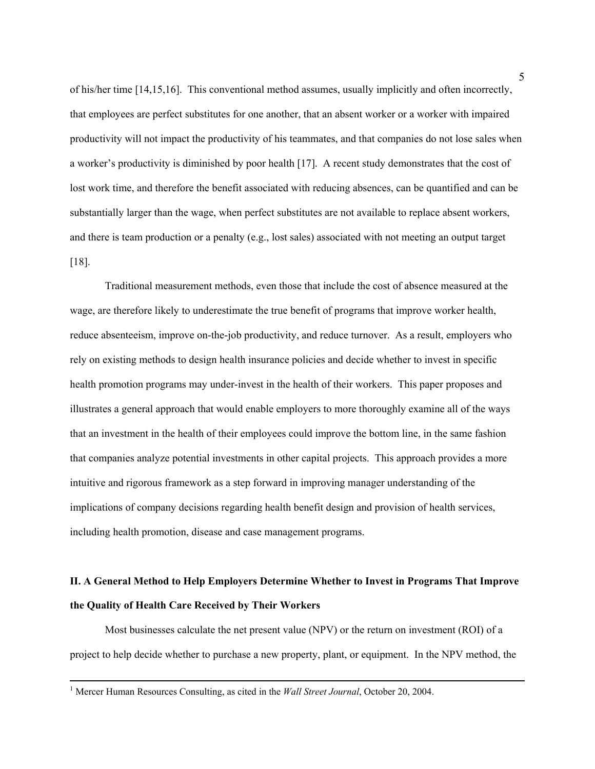of his/her time [14,15,16]. This conventional method assumes, usually implicitly and often incorrectly, that employees are perfect substitutes for one another, that an absent worker or a worker with impaired productivity will not impact the productivity of his teammates, and that companies do not lose sales when a worker's productivity is diminished by poor health [17]. A recent study demonstrates that the cost of lost work time, and therefore the benefit associated with reducing absences, can be quantified and can be substantially larger than the wage, when perfect substitutes are not available to replace absent workers, and there is team production or a penalty (e.g., lost sales) associated with not meeting an output target [18].

Traditional measurement methods, even those that include the cost of absence measured at the wage, are therefore likely to underestimate the true benefit of programs that improve worker health, reduce absenteeism, improve on-the-job productivity, and reduce turnover. As a result, employers who rely on existing methods to design health insurance policies and decide whether to invest in specific health promotion programs may under-invest in the health of their workers. This paper proposes and illustrates a general approach that would enable employers to more thoroughly examine all of the ways that an investment in the health of their employees could improve the bottom line, in the same fashion that companies analyze potential investments in other capital projects. This approach provides a more intuitive and rigorous framework as a step forward in improving manager understanding of the implications of company decisions regarding health benefit design and provision of health services, including health promotion, disease and case management programs.

## II. A General Method to Help Employers Determine Whether to Invest in Programs That Improve the Quality of Health Care Received by Their Workers

Most businesses calculate the net present value (NPV) or the return on investment (ROI) of a project to help decide whether to purchase a new property, plant, or equipment. In the NPV method, the

---

[1] Mercer Human Resources Consulting, as cited in the *Wall Street Journal*, October 20, 2004.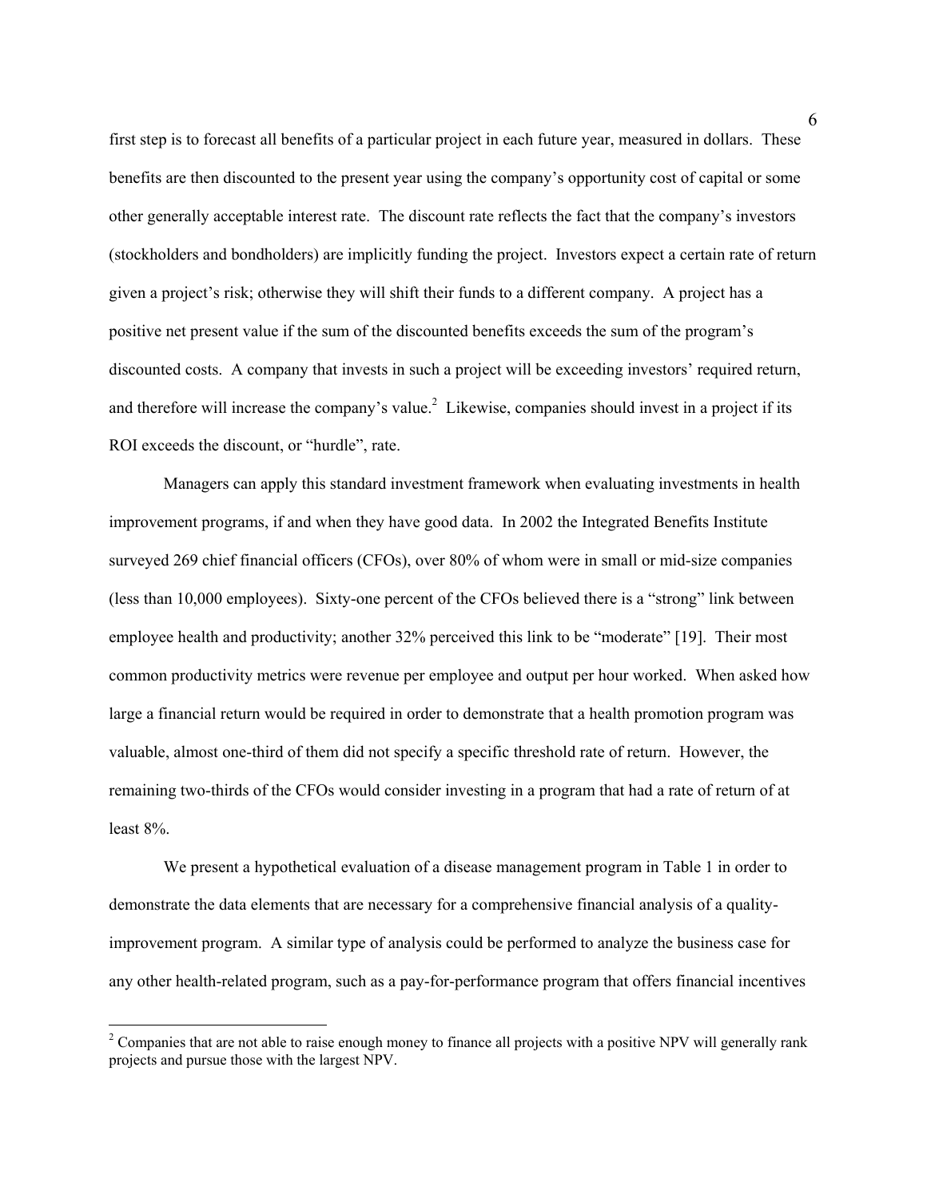first step is to forecast all benefits of a particular project in each future year, measured in dollars. These benefits are then discounted to the present year using the company's opportunity cost of capital or some other generally acceptable interest rate. The discount rate reflects the fact that the company's investors (stockholders and bondholders) are implicitly funding the project. Investors expect a certain rate of return given a project's risk; otherwise they will shift their funds to a different company. A project has a positive net present value if the sum of the discounted benefits exceeds the sum of the program's discounted costs. A company that invests in such a project will be exceeding investors' required return, and therefore will increase the company's value.[2] Likewise, companies should invest in a project if its ROI exceeds the discount, or "hurdle", rate.

Managers can apply this standard investment framework when evaluating investments in health improvement programs, if and when they have good data. In 2002 the Integrated Benefits Institute surveyed 269 chief financial officers (CFOs), over 80% of whom were in small or mid-size companies (less than 10,000 employees). Sixty-one percent of the CFOs believed there is a "strong" link between employee health and productivity; another 32% perceived this link to be "moderate" [19]. Their most common productivity metrics were revenue per employee and output per hour worked. When asked how large a financial return would be required in order to demonstrate that a health promotion program was valuable, almost one-third of them did not specify a specific threshold rate of return. However, the remaining two-thirds of the CFOs would consider investing in a program that had a rate of return of at least 8%.

We present a hypothetical evaluation of a disease management program in Table 1 in order to demonstrate the data elements that are necessary for a comprehensive financial analysis of a quality-improvement program. A similar type of analysis could be performed to analyze the business case for any other health-related program, such as a pay-for-performance program that offers financial incentives

[2] Companies that are not able to raise enough money to finance all projects with a positive NPV will generally rank projects and pursue those with the largest NPV.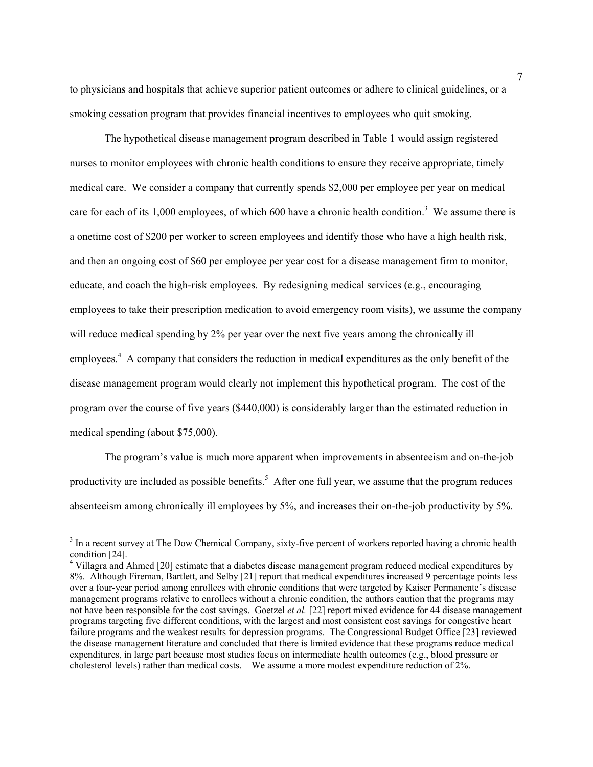to physicians and hospitals that achieve superior patient outcomes or adhere to clinical guidelines, or a smoking cessation program that provides financial incentives to employees who quit smoking.

The hypothetical disease management program described in Table 1 would assign registered nurses to monitor employees with chronic health conditions to ensure they receive appropriate, timely medical care. We consider a company that currently spends $2,000 per employee per year on medical care for each of its 1,000 employees, of which 600 have a chronic health condition.[3] We assume there is a onetime cost of $200 per worker to screen employees and identify those who have a high health risk, and then an ongoing cost of $60 per employee per year cost for a disease management firm to monitor, educate, and coach the high-risk employees. By redesigning medical services (e.g., encouraging employees to take their prescription medication to avoid emergency room visits), we assume the company will reduce medical spending by 2% per year over the next five years among the chronically ill employees.[4] A company that considers the reduction in medical expenditures as the only benefit of the disease management program would clearly not implement this hypothetical program. The cost of the program over the course of five years ($440,000) is considerably larger than the estimated reduction in medical spending (about $75,000).

The program's value is much more apparent when improvements in absenteeism and on-the-job productivity are included as possible benefits.[5] After one full year, we assume that the program reduces absenteeism among chronically ill employees by 5%, and increases their on-the-job productivity by 5%.

---

[3] In a recent survey at The Dow Chemical Company, sixty-five percent of workers reported having a chronic health condition [24].

[4] Villagra and Ahmed [20] estimate that a diabetes disease management program reduced medical expenditures by 8%. Although Fireman, Bartlett, and Selby [21] report that medical expenditures increased 9 percentage points less over a four-year period among enrollees with chronic conditions that were targeted by Kaiser Permanente's disease management programs relative to enrollees without a chronic condition, the authors caution that the programs may not have been responsible for the cost savings. Goetzel *et al.* [22] report mixed evidence for 44 disease management programs targeting five different conditions, with the largest and most consistent cost savings for congestive heart failure programs and the weakest results for depression programs. The Congressional Budget Office [23] reviewed the disease management literature and concluded that there is limited evidence that these programs reduce medical expenditures, in large part because most studies focus on intermediate health outcomes (e.g., blood pressure or cholesterol levels) rather than medical costs. We assume a more modest expenditure reduction of 2%.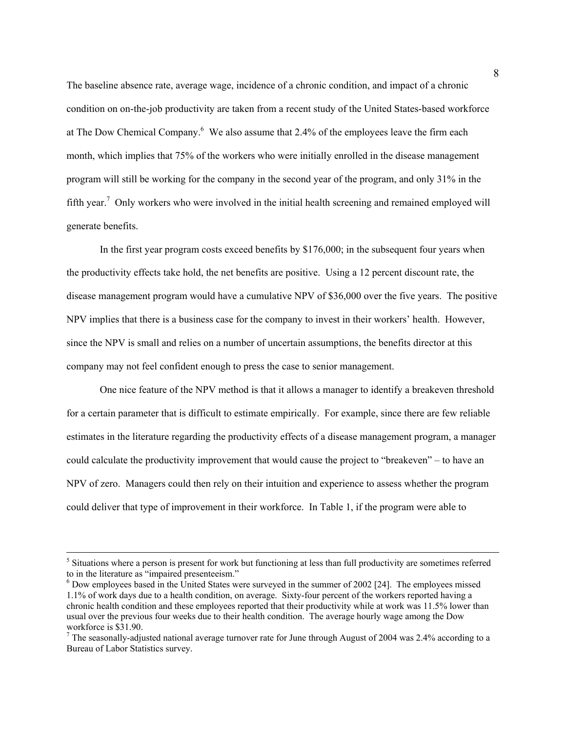The baseline absence rate, average wage, incidence of a chronic condition, and impact of a chronic condition on on-the-job productivity are taken from a recent study of the United States-based workforce at The Dow Chemical Company.[6] We also assume that 2.4% of the employees leave the firm each month, which implies that 75% of the workers who were initially enrolled in the disease management program will still be working for the company in the second year of the program, and only 31% in the fifth year.[7] Only workers who were involved in the initial health screening and remained employed will generate benefits.

In the first year program costs exceed benefits by $176,000; in the subsequent four years when the productivity effects take hold, the net benefits are positive. Using a 12 percent discount rate, the disease management program would have a cumulative NPV of $36,000 over the five years. The positive NPV implies that there is a business case for the company to invest in their workers' health. However, since the NPV is small and relies on a number of uncertain assumptions, the benefits director at this company may not feel confident enough to press the case to senior management.

One nice feature of the NPV method is that it allows a manager to identify a breakeven threshold for a certain parameter that is difficult to estimate empirically. For example, since there are few reliable estimates in the literature regarding the productivity effects of a disease management program, a manager could calculate the productivity improvement that would cause the project to "breakeven" – to have an NPV of zero. Managers could then rely on their intuition and experience to assess whether the program could deliver that type of improvement in their workforce. In Table 1, if the program were able to

---

[5] Situations where a person is present for work but functioning at less than full productivity are sometimes referred to in the literature as "impaired presenteeism."

[6] Dow employees based in the United States were surveyed in the summer of 2002 [24]. The employees missed 1.1% of work days due to a health condition, on average. Sixty-four percent of the workers reported having a chronic health condition and these employees reported that their productivity while at work was 11.5% lower than usual over the previous four weeks due to their health condition. The average hourly wage among the Dow workforce is $31.90.

[7] The seasonally-adjusted national average turnover rate for June through August of 2004 was 2.4% according to a Bureau of Labor Statistics survey.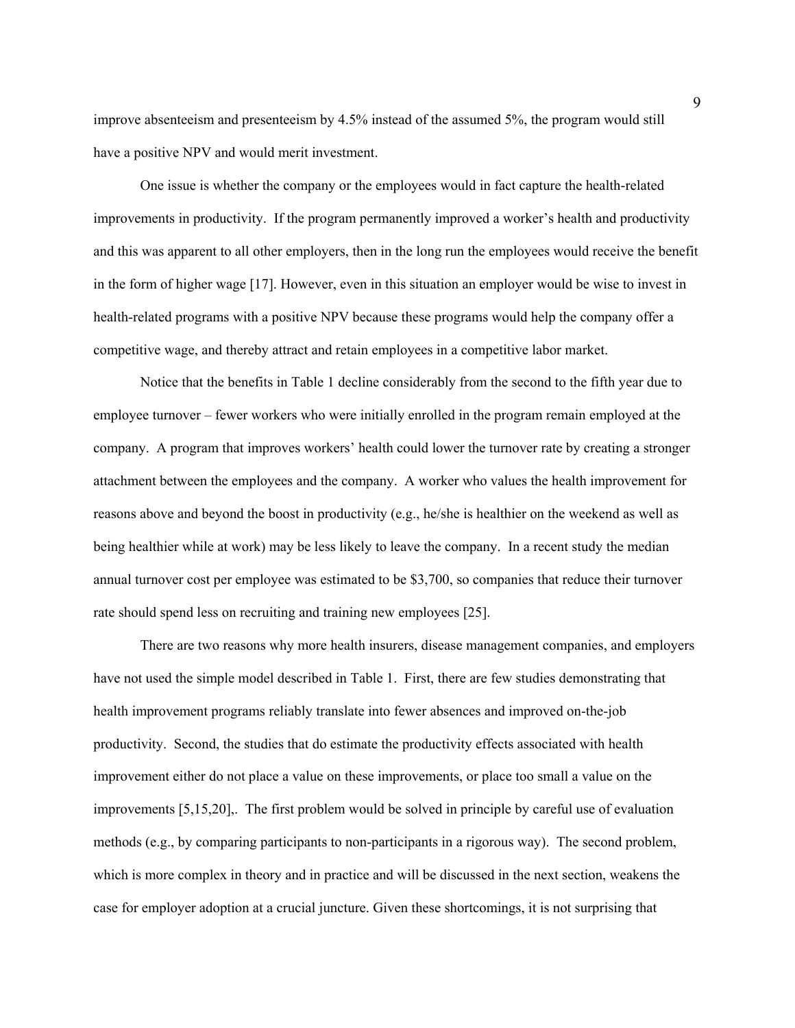improve absenteeism and presenteeism by 4.5% instead of the assumed 5%, the program would still have a positive NPV and would merit investment.

One issue is whether the company or the employees would in fact capture the health-related improvements in productivity. If the program permanently improved a worker's health and productivity and this was apparent to all other employers, then in the long run the employees would receive the benefit in the form of higher wage [17]. However, even in this situation an employer would be wise to invest in health-related programs with a positive NPV because these programs would help the company offer a competitive wage, and thereby attract and retain employees in a competitive labor market.

Notice that the benefits in Table 1 decline considerably from the second to the fifth year due to employee turnover – fewer workers who were initially enrolled in the program remain employed at the company. A program that improves workers' health could lower the turnover rate by creating a stronger attachment between the employees and the company. A worker who values the health improvement for reasons above and beyond the boost in productivity (e.g., he/she is healthier on the weekend as well as being healthier while at work) may be less likely to leave the company. In a recent study the median annual turnover cost per employee was estimated to be $3,700, so companies that reduce their turnover rate should spend less on recruiting and training new employees [25].

There are two reasons why more health insurers, disease management companies, and employers have not used the simple model described in Table 1. First, there are few studies demonstrating that health improvement programs reliably translate into fewer absences and improved on-the-job productivity. Second, the studies that do estimate the productivity effects associated with health improvement either do not place a value on these improvements, or place too small a value on the improvements [5,15,20],. The first problem would be solved in principle by careful use of evaluation methods (e.g., by comparing participants to non-participants in a rigorous way). The second problem, which is more complex in theory and in practice and will be discussed in the next section, weakens the case for employer adoption at a crucial juncture. Given these shortcomings, it is not surprising that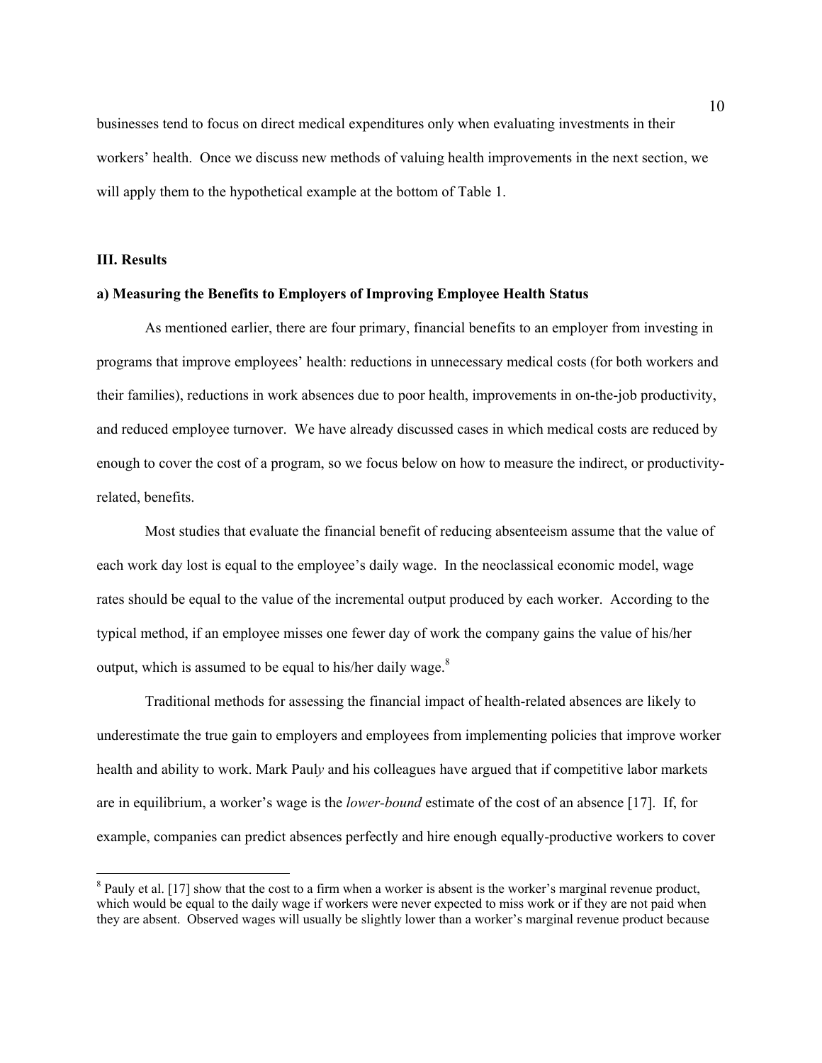businesses tend to focus on direct medical expenditures only when evaluating investments in their workers' health. Once we discuss new methods of valuing health improvements in the next section, we will apply them to the hypothetical example at the bottom of Table 1.

## III. Results

### a) Measuring the Benefits to Employers of Improving Employee Health Status

As mentioned earlier, there are four primary, financial benefits to an employer from investing in programs that improve employees' health: reductions in unnecessary medical costs (for both workers and their families), reductions in work absences due to poor health, improvements in on-the-job productivity, and reduced employee turnover. We have already discussed cases in which medical costs are reduced by enough to cover the cost of a program, so we focus below on how to measure the indirect, or productivity-related, benefits.

Most studies that evaluate the financial benefit of reducing absenteeism assume that the value of each work day lost is equal to the employee's daily wage. In the neoclassical economic model, wage rates should be equal to the value of the incremental output produced by each worker. According to the typical method, if an employee misses one fewer day of work the company gains the value of his/her output, which is assumed to be equal to his/her daily wage.[8]

Traditional methods for assessing the financial impact of health-related absences are likely to underestimate the true gain to employers and employees from implementing policies that improve worker health and ability to work. Mark Pauly and his colleagues have argued that if competitive labor markets are in equilibrium, a worker's wage is the *lower-bound* estimate of the cost of an absence [17]. If, for example, companies can predict absences perfectly and hire enough equally-productive workers to cover

---

[8] Pauly et al. [17] show that the cost to a firm when a worker is absent is the worker's marginal revenue product, which would be equal to the daily wage if workers were never expected to miss work or if they are not paid when they are absent. Observed wages will usually be slightly lower than a worker's marginal revenue product because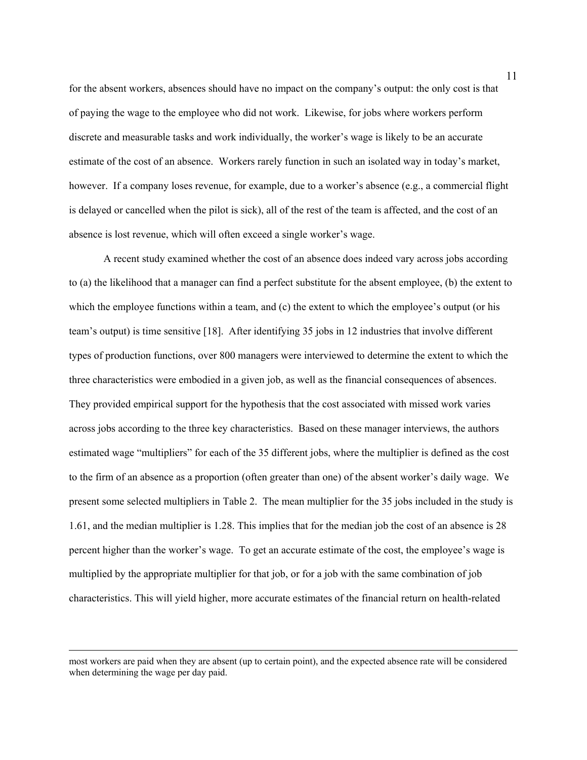for the absent workers, absences should have no impact on the company's output: the only cost is that of paying the wage to the employee who did not work. Likewise, for jobs where workers perform discrete and measurable tasks and work individually, the worker's wage is likely to be an accurate estimate of the cost of an absence. Workers rarely function in such an isolated way in today's market, however. If a company loses revenue, for example, due to a worker's absence (e.g., a commercial flight is delayed or cancelled when the pilot is sick), all of the rest of the team is affected, and the cost of an absence is lost revenue, which will often exceed a single worker's wage.

A recent study examined whether the cost of an absence does indeed vary across jobs according to (a) the likelihood that a manager can find a perfect substitute for the absent employee, (b) the extent to which the employee functions within a team, and (c) the extent to which the employee's output (or his team's output) is time sensitive [18]. After identifying 35 jobs in 12 industries that involve different types of production functions, over 800 managers were interviewed to determine the extent to which the three characteristics were embodied in a given job, as well as the financial consequences of absences. They provided empirical support for the hypothesis that the cost associated with missed work varies across jobs according to the three key characteristics. Based on these manager interviews, the authors estimated wage "multipliers" for each of the 35 different jobs, where the multiplier is defined as the cost to the firm of an absence as a proportion (often greater than one) of the absent worker's daily wage. We present some selected multipliers in Table 2. The mean multiplier for the 35 jobs included in the study is 1.61, and the median multiplier is 1.28. This implies that for the median job the cost of an absence is 28 percent higher than the worker's wage. To get an accurate estimate of the cost, the employee's wage is multiplied by the appropriate multiplier for that job, or for a job with the same combination of job characteristics. This will yield higher, more accurate estimates of the financial return on health-related

---

most workers are paid when they are absent (up to certain point), and the expected absence rate will be considered when determining the wage per day paid.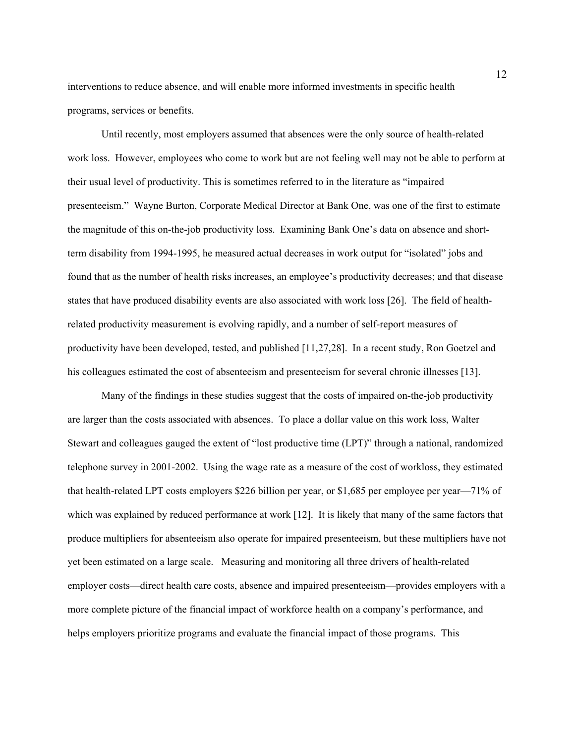interventions to reduce absence, and will enable more informed investments in specific health programs, services or benefits.

Until recently, most employers assumed that absences were the only source of health-related work loss. However, employees who come to work but are not feeling well may not be able to perform at their usual level of productivity. This is sometimes referred to in the literature as "impaired presenteeism." Wayne Burton, Corporate Medical Director at Bank One, was one of the first to estimate the magnitude of this on-the-job productivity loss. Examining Bank One's data on absence and short-term disability from 1994-1995, he measured actual decreases in work output for "isolated" jobs and found that as the number of health risks increases, an employee's productivity decreases; and that disease states that have produced disability events are also associated with work loss [26]. The field of health-related productivity measurement is evolving rapidly, and a number of self-report measures of productivity have been developed, tested, and published [11,27,28]. In a recent study, Ron Goetzel and his colleagues estimated the cost of absenteeism and presenteeism for several chronic illnesses [13].

Many of the findings in these studies suggest that the costs of impaired on-the-job productivity are larger than the costs associated with absences. To place a dollar value on this work loss, Walter Stewart and colleagues gauged the extent of "lost productive time (LPT)" through a national, randomized telephone survey in 2001-2002. Using the wage rate as a measure of the cost of workloss, they estimated that health-related LPT costs employers $226 billion per year, or $1,685 per employee per year—71% of which was explained by reduced performance at work [12]. It is likely that many of the same factors that produce multipliers for absenteeism also operate for impaired presenteeism, but these multipliers have not yet been estimated on a large scale. Measuring and monitoring all three drivers of health-related employer costs—direct health care costs, absence and impaired presenteeism—provides employers with a more complete picture of the financial impact of workforce health on a company's performance, and helps employers prioritize programs and evaluate the financial impact of those programs. This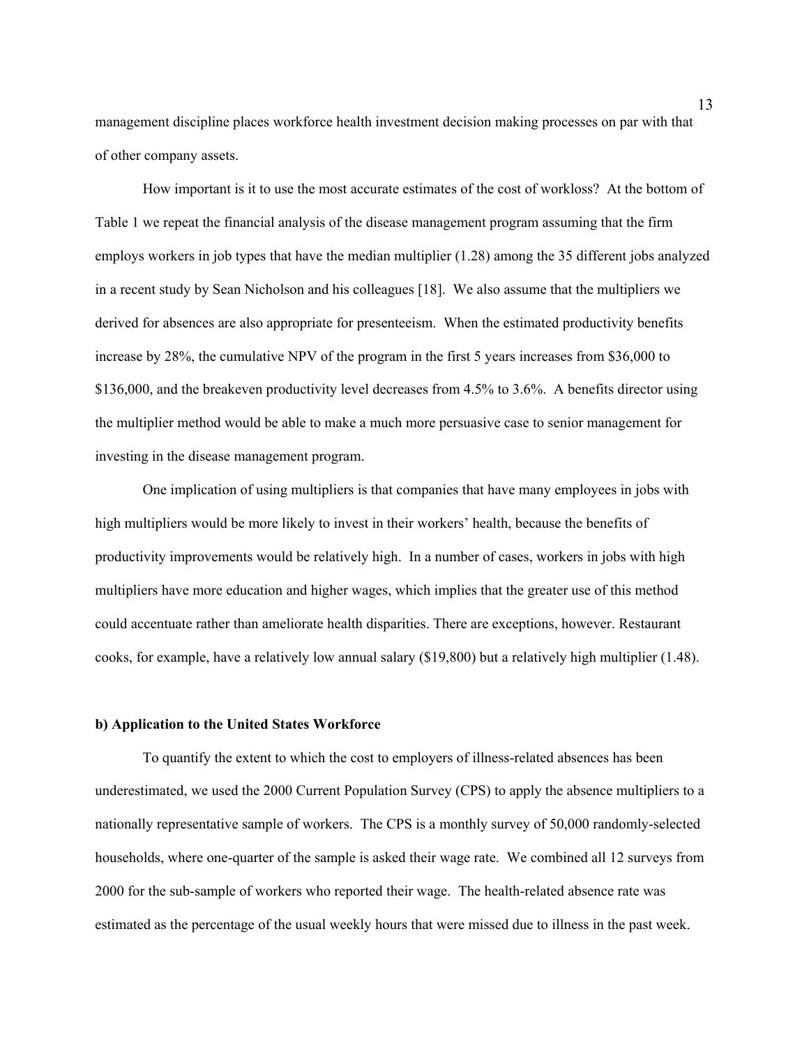management discipline places workforce health investment decision making processes on par with that of other company assets.

How important is it to use the most accurate estimates of the cost of workloss? At the bottom of Table 1 we repeat the financial analysis of the disease management program assuming that the firm employs workers in job types that have the median multiplier (1.28) among the 35 different jobs analyzed in a recent study by Sean Nicholson and his colleagues [18]. We also assume that the multipliers we derived for absences are also appropriate for presenteeism. When the estimated productivity benefits increase by 28%, the cumulative NPV of the program in the first 5 years increases from $36,000 to $136,000, and the breakeven productivity level decreases from 4.5% to 3.6%. A benefits director using the multiplier method would be able to make a much more persuasive case to senior management for investing in the disease management program.

One implication of using multipliers is that companies that have many employees in jobs with high multipliers would be more likely to invest in their workers' health, because the benefits of productivity improvements would be relatively high. In a number of cases, workers in jobs with high multipliers have more education and higher wages, which implies that the greater use of this method could accentuate rather than ameliorate health disparities. There are exceptions, however. Restaurant cooks, for example, have a relatively low annual salary ($19,800) but a relatively high multiplier (1.48).

**b) Application to the United States Workforce**

To quantify the extent to which the cost to employers of illness-related absences has been underestimated, we used the 2000 Current Population Survey (CPS) to apply the absence multipliers to a nationally representative sample of workers. The CPS is a monthly survey of 50,000 randomly-selected households, where one-quarter of the sample is asked their wage rate. We combined all 12 surveys from 2000 for the sub-sample of workers who reported their wage. The health-related absence rate was estimated as the percentage of the usual weekly hours that were missed due to illness in the past week.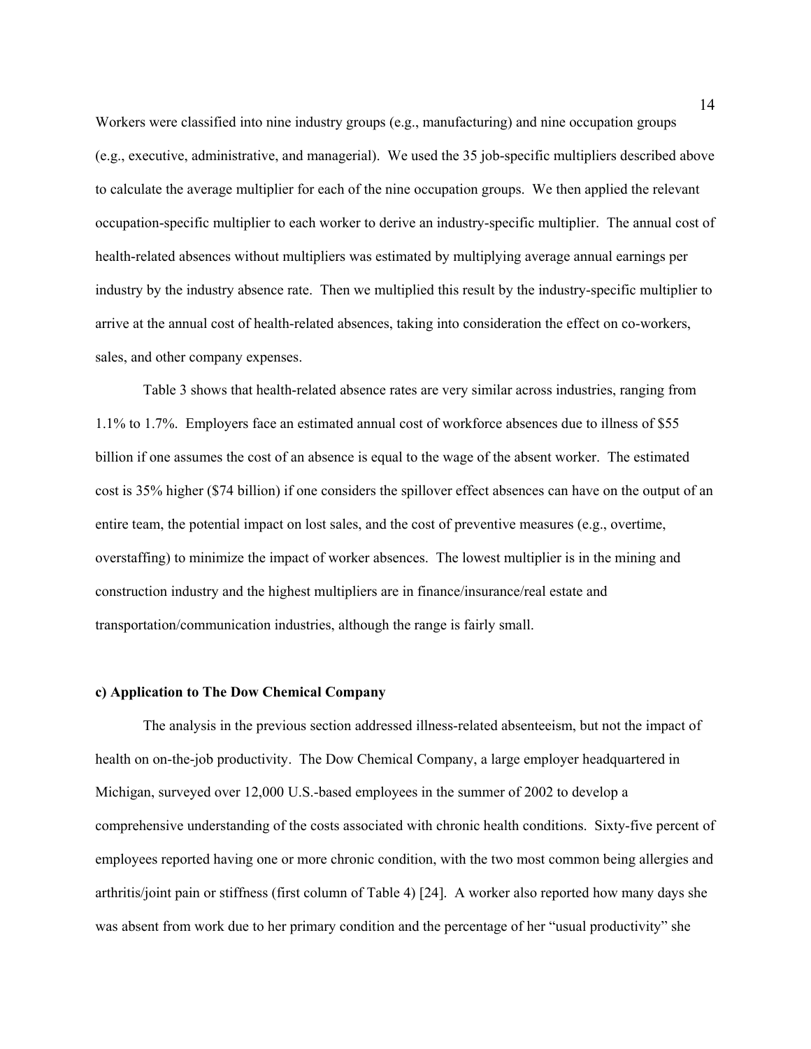Workers were classified into nine industry groups (e.g., manufacturing) and nine occupation groups (e.g., executive, administrative, and managerial). We used the 35 job-specific multipliers described above to calculate the average multiplier for each of the nine occupation groups. We then applied the relevant occupation-specific multiplier to each worker to derive an industry-specific multiplier. The annual cost of health-related absences without multipliers was estimated by multiplying average annual earnings per industry by the industry absence rate. Then we multiplied this result by the industry-specific multiplier to arrive at the annual cost of health-related absences, taking into consideration the effect on co-workers, sales, and other company expenses.

Table 3 shows that health-related absence rates are very similar across industries, ranging from 1.1% to 1.7%. Employers face an estimated annual cost of workforce absences due to illness of $55 billion if one assumes the cost of an absence is equal to the wage of the absent worker. The estimated cost is 35% higher ($74 billion) if one considers the spillover effect absences can have on the output of an entire team, the potential impact on lost sales, and the cost of preventive measures (e.g., overtime, overstaffing) to minimize the impact of worker absences. The lowest multiplier is in the mining and construction industry and the highest multipliers are in finance/insurance/real estate and transportation/communication industries, although the range is fairly small.

**c) Application to The Dow Chemical Company**

The analysis in the previous section addressed illness-related absenteeism, but not the impact of health on on-the-job productivity. The Dow Chemical Company, a large employer headquartered in Michigan, surveyed over 12,000 U.S.-based employees in the summer of 2002 to develop a comprehensive understanding of the costs associated with chronic health conditions. Sixty-five percent of employees reported having one or more chronic condition, with the two most common being allergies and arthritis/joint pain or stiffness (first column of Table 4) [24]. A worker also reported how many days she was absent from work due to her primary condition and the percentage of her "usual productivity" she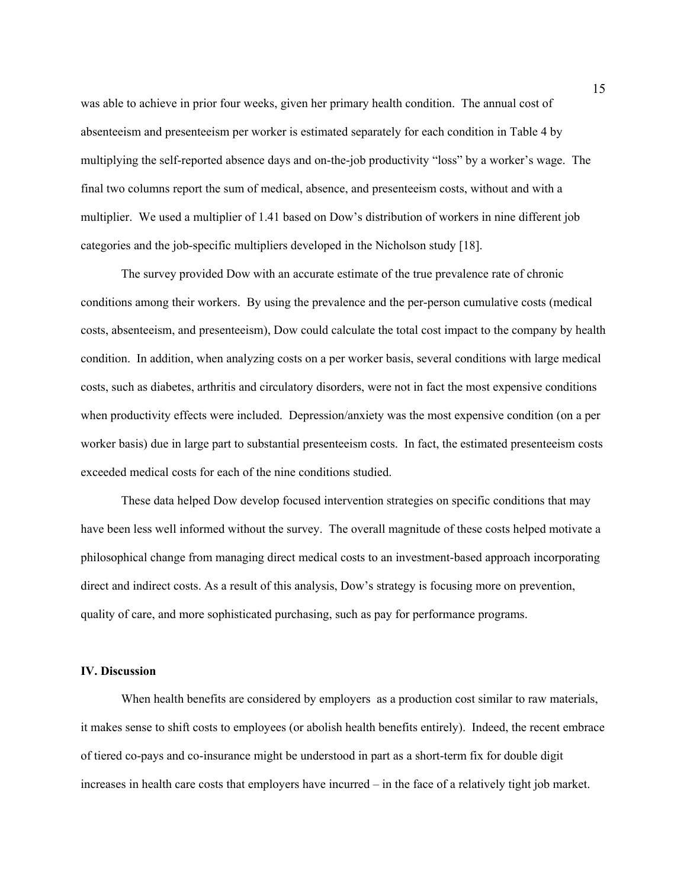was able to achieve in prior four weeks, given her primary health condition. The annual cost of absenteeism and presenteeism per worker is estimated separately for each condition in Table 4 by multiplying the self-reported absence days and on-the-job productivity "loss" by a worker's wage. The final two columns report the sum of medical, absence, and presenteeism costs, without and with a multiplier. We used a multiplier of 1.41 based on Dow's distribution of workers in nine different job categories and the job-specific multipliers developed in the Nicholson study [18].

The survey provided Dow with an accurate estimate of the true prevalence rate of chronic conditions among their workers. By using the prevalence and the per-person cumulative costs (medical costs, absenteeism, and presenteeism), Dow could calculate the total cost impact to the company by health condition. In addition, when analyzing costs on a per worker basis, several conditions with large medical costs, such as diabetes, arthritis and circulatory disorders, were not in fact the most expensive conditions when productivity effects were included. Depression/anxiety was the most expensive condition (on a per worker basis) due in large part to substantial presenteeism costs. In fact, the estimated presenteeism costs exceeded medical costs for each of the nine conditions studied.

These data helped Dow develop focused intervention strategies on specific conditions that may have been less well informed without the survey. The overall magnitude of these costs helped motivate a philosophical change from managing direct medical costs to an investment-based approach incorporating direct and indirect costs. As a result of this analysis, Dow's strategy is focusing more on prevention, quality of care, and more sophisticated purchasing, such as pay for performance programs.

## IV. Discussion

When health benefits are considered by employers as a production cost similar to raw materials, it makes sense to shift costs to employees (or abolish health benefits entirely). Indeed, the recent embrace of tiered co-pays and co-insurance might be understood in part as a short-term fix for double digit increases in health care costs that employers have incurred – in the face of a relatively tight job market.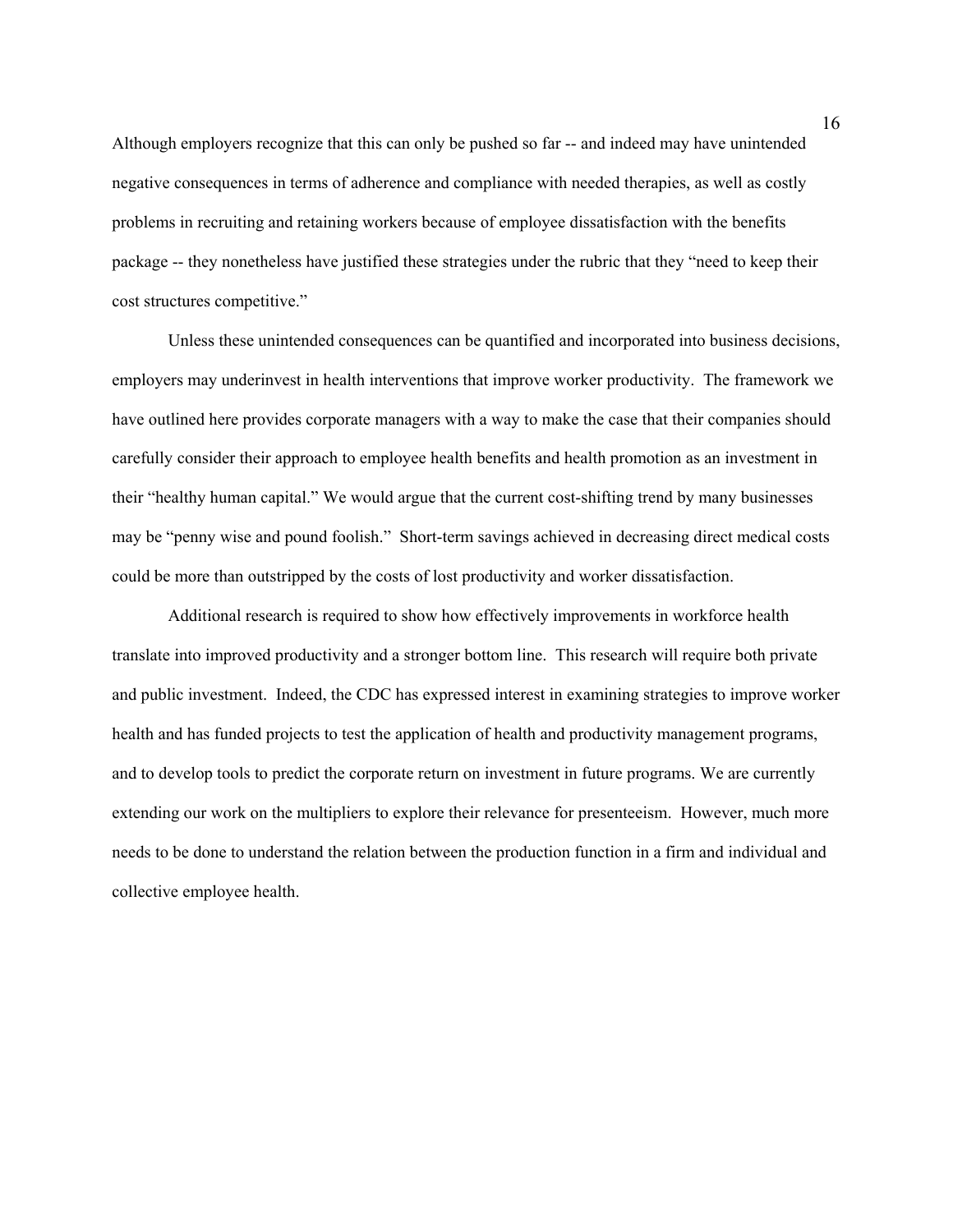Although employers recognize that this can only be pushed so far -- and indeed may have unintended negative consequences in terms of adherence and compliance with needed therapies, as well as costly problems in recruiting and retaining workers because of employee dissatisfaction with the benefits package -- they nonetheless have justified these strategies under the rubric that they "need to keep their cost structures competitive."

Unless these unintended consequences can be quantified and incorporated into business decisions, employers may underinvest in health interventions that improve worker productivity. The framework we have outlined here provides corporate managers with a way to make the case that their companies should carefully consider their approach to employee health benefits and health promotion as an investment in their "healthy human capital." We would argue that the current cost-shifting trend by many businesses may be "penny wise and pound foolish." Short-term savings achieved in decreasing direct medical costs could be more than outstripped by the costs of lost productivity and worker dissatisfaction.

Additional research is required to show how effectively improvements in workforce health translate into improved productivity and a stronger bottom line. This research will require both private and public investment. Indeed, the CDC has expressed interest in examining strategies to improve worker health and has funded projects to test the application of health and productivity management programs, and to develop tools to predict the corporate return on investment in future programs. We are currently extending our work on the multipliers to explore their relevance for presenteeism. However, much more needs to be done to understand the relation between the production function in a firm and individual and collective employee health.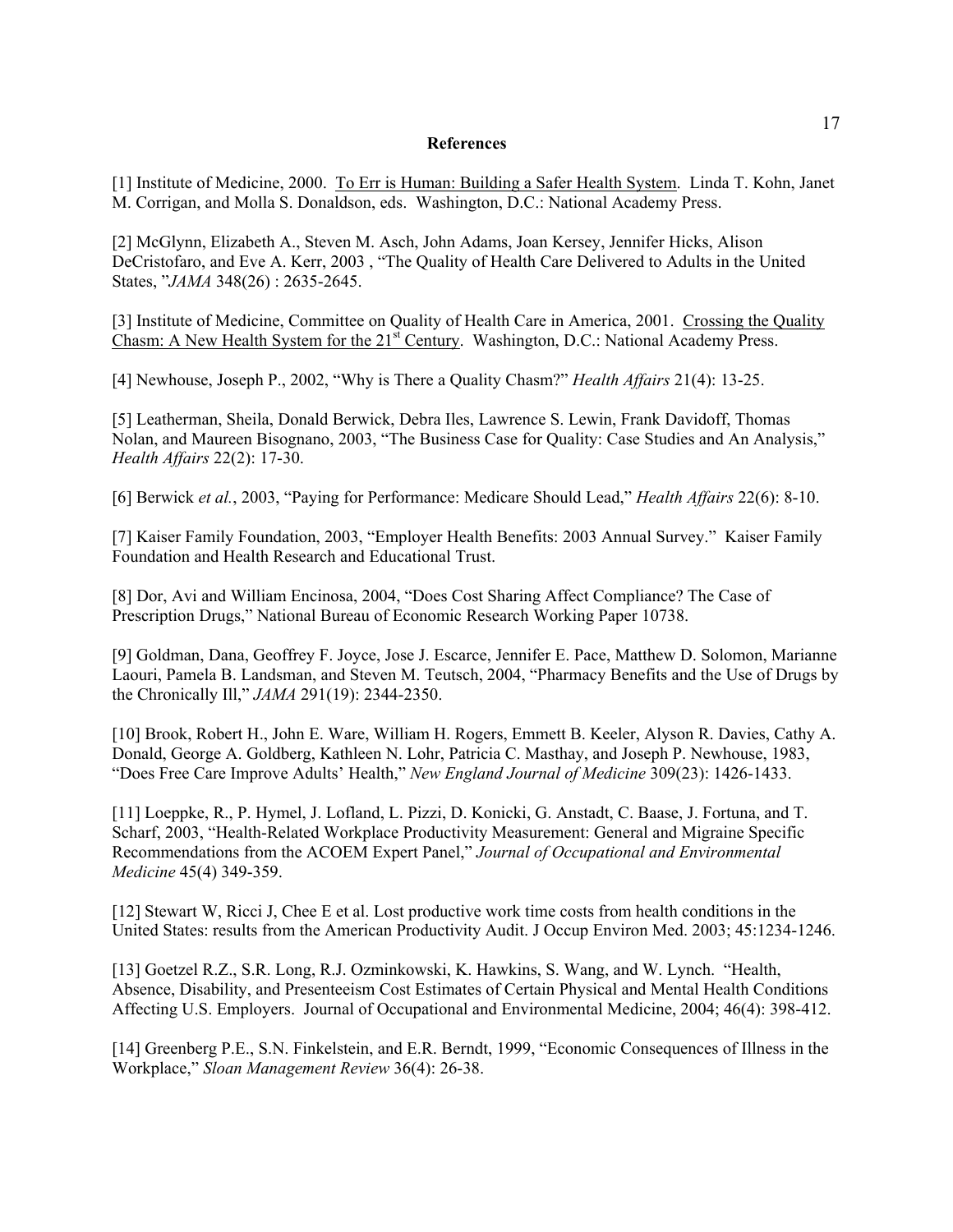## References

[1] Institute of Medicine, 2000. To Err is Human: Building a Safer Health System. Linda T. Kohn, Janet M. Corrigan, and Molla S. Donaldson, eds. Washington, D.C.: National Academy Press.

[2] McGlynn, Elizabeth A., Steven M. Asch, John Adams, Joan Kersey, Jennifer Hicks, Alison DeCristofaro, and Eve A. Kerr, 2003 , "The Quality of Health Care Delivered to Adults in the United States, "*JAMA* 348(26) : 2635-2645.

[3] Institute of Medicine, Committee on Quality of Health Care in America, 2001. Crossing the Quality Chasm: A New Health System for the 21st Century. Washington, D.C.: National Academy Press.

[4] Newhouse, Joseph P., 2002, "Why is There a Quality Chasm?" *Health Affairs* 21(4): 13-25.

[5] Leatherman, Sheila, Donald Berwick, Debra Iles, Lawrence S. Lewin, Frank Davidoff, Thomas Nolan, and Maureen Bisognano, 2003, "The Business Case for Quality: Case Studies and An Analysis," *Health Affairs* 22(2): 17-30.

[6] Berwick *et al.*, 2003, "Paying for Performance: Medicare Should Lead," *Health Affairs* 22(6): 8-10.

[7] Kaiser Family Foundation, 2003, "Employer Health Benefits: 2003 Annual Survey." Kaiser Family Foundation and Health Research and Educational Trust.

[8] Dor, Avi and William Encinosa, 2004, "Does Cost Sharing Affect Compliance? The Case of Prescription Drugs," National Bureau of Economic Research Working Paper 10738.

[9] Goldman, Dana, Geoffrey F. Joyce, Jose J. Escarce, Jennifer E. Pace, Matthew D. Solomon, Marianne Laouri, Pamela B. Landsman, and Steven M. Teutsch, 2004, "Pharmacy Benefits and the Use of Drugs by the Chronically Ill," *JAMA* 291(19): 2344-2350.

[10] Brook, Robert H., John E. Ware, William H. Rogers, Emmett B. Keeler, Alyson R. Davies, Cathy A. Donald, George A. Goldberg, Kathleen N. Lohr, Patricia C. Masthay, and Joseph P. Newhouse, 1983, "Does Free Care Improve Adults' Health," *New England Journal of Medicine* 309(23): 1426-1433.

[11] Loeppke, R., P. Hymel, J. Lofland, L. Pizzi, D. Konicki, G. Anstadt, C. Baase, J. Fortuna, and T. Scharf, 2003, "Health-Related Workplace Productivity Measurement: General and Migraine Specific Recommendations from the ACOEM Expert Panel," *Journal of Occupational and Environmental Medicine* 45(4) 349-359.

[12] Stewart W, Ricci J, Chee E et al. Lost productive work time costs from health conditions in the United States: results from the American Productivity Audit. J Occup Environ Med. 2003; 45:1234-1246.

[13] Goetzel R.Z., S.R. Long, R.J. Ozminkowski, K. Hawkins, S. Wang, and W. Lynch. "Health, Absence, Disability, and Presenteeism Cost Estimates of Certain Physical and Mental Health Conditions Affecting U.S. Employers. Journal of Occupational and Environmental Medicine, 2004; 46(4): 398-412.

[14] Greenberg P.E., S.N. Finkelstein, and E.R. Berndt, 1999, "Economic Consequences of Illness in the Workplace," *Sloan Management Review* 36(4): 26-38.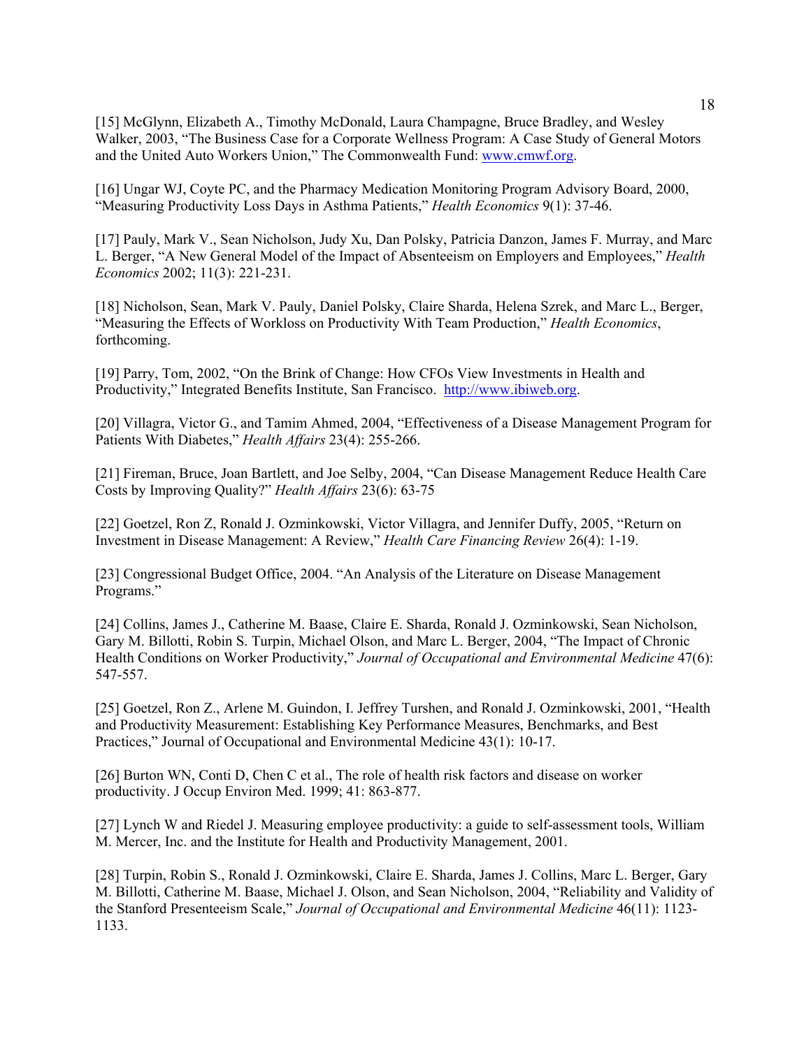[15] McGlynn, Elizabeth A., Timothy McDonald, Laura Champagne, Bruce Bradley, and Wesley Walker, 2003, "The Business Case for a Corporate Wellness Program: A Case Study of General Motors and the United Auto Workers Union," The Commonwealth Fund: www.cmwf.org.

[16] Ungar WJ, Coyte PC, and the Pharmacy Medication Monitoring Program Advisory Board, 2000, "Measuring Productivity Loss Days in Asthma Patients," *Health Economics* 9(1): 37-46.

[17] Pauly, Mark V., Sean Nicholson, Judy Xu, Dan Polsky, Patricia Danzon, James F. Murray, and Marc L. Berger, "A New General Model of the Impact of Absenteeism on Employers and Employees," *Health Economics* 2002; 11(3): 221-231.

[18] Nicholson, Sean, Mark V. Pauly, Daniel Polsky, Claire Sharda, Helena Szrek, and Marc L., Berger, "Measuring the Effects of Workloss on Productivity With Team Production," *Health Economics*, forthcoming.

[19] Parry, Tom, 2002, "On the Brink of Change: How CFOs View Investments in Health and Productivity," Integrated Benefits Institute, San Francisco. http://www.ibiweb.org.

[20] Villagra, Victor G., and Tamim Ahmed, 2004, "Effectiveness of a Disease Management Program for Patients With Diabetes," *Health Affairs* 23(4): 255-266.

[21] Fireman, Bruce, Joan Bartlett, and Joe Selby, 2004, "Can Disease Management Reduce Health Care Costs by Improving Quality?" *Health Affairs* 23(6): 63-75

[22] Goetzel, Ron Z, Ronald J. Ozminkowski, Victor Villagra, and Jennifer Duffy, 2005, "Return on Investment in Disease Management: A Review," *Health Care Financing Review* 26(4): 1-19.

[23] Congressional Budget Office, 2004. "An Analysis of the Literature on Disease Management Programs."

[24] Collins, James J., Catherine M. Baase, Claire E. Sharda, Ronald J. Ozminkowski, Sean Nicholson, Gary M. Billotti, Robin S. Turpin, Michael Olson, and Marc L. Berger, 2004, "The Impact of Chronic Health Conditions on Worker Productivity," *Journal of Occupational and Environmental Medicine* 47(6): 547-557.

[25] Goetzel, Ron Z., Arlene M. Guindon, I. Jeffrey Turshen, and Ronald J. Ozminkowski, 2001, "Health and Productivity Measurement: Establishing Key Performance Measures, Benchmarks, and Best Practices," Journal of Occupational and Environmental Medicine 43(1): 10-17.

[26] Burton WN, Conti D, Chen C et al., The role of health risk factors and disease on worker productivity. J Occup Environ Med. 1999; 41: 863-877.

[27] Lynch W and Riedel J. Measuring employee productivity: a guide to self-assessment tools, William M. Mercer, Inc. and the Institute for Health and Productivity Management, 2001.

[28] Turpin, Robin S., Ronald J. Ozminkowski, Claire E. Sharda, James J. Collins, Marc L. Berger, Gary M. Billotti, Catherine M. Baase, Michael J. Olson, and Sean Nicholson, 2004, "Reliability and Validity of the Stanford Presenteeism Scale," *Journal of Occupational and Environmental Medicine* 46(11): 1123-1133.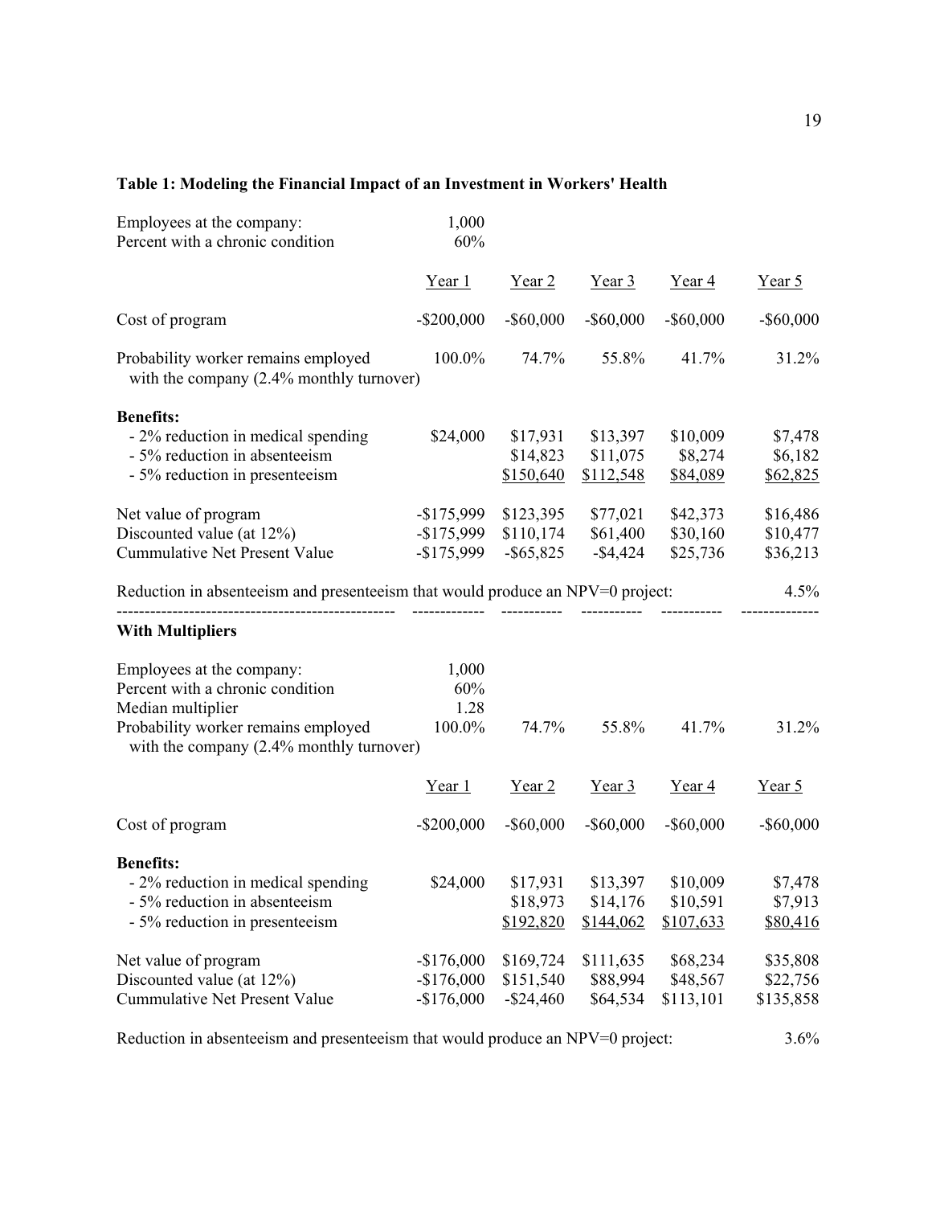**Table 1: Modeling the Financial Impact of an Investment in Workers' Health**

| | | | | | |
|---|---|---|---|---|---|
| Employees at the company: | 1,000 | | | | |
| Percent with a chronic condition | 60% | | | | |
| | Year 1 | Year 2 | Year 3 | Year 4 | Year 5 |
| Cost of program | -$200,000 | -$60,000 | -$60,000 | -$60,000 | -$60,000 |
| Probability worker remains employed with the company (2.4% monthly turnover) | 100.0% | 74.7% | 55.8% | 41.7% | 31.2% |
| **Benefits:** | | | | | |
| - 2% reduction in medical spending | $24,000 | $17,931 | $13,397 | $10,009 | $7,478 |
| - 5% reduction in absenteeism | | $14,823 | $11,075 | $8,274 | $6,182 |
| - 5% reduction in presenteeism | | $150,640 | $112,548 | $84,089 | $62,825 |
| Net value of program | -$175,999 | $123,395 | $77,021 | $42,373 | $16,486 |
| Discounted value (at 12%) | -$175,999 | $110,174 | $61,400 | $30,160 | $10,477 |
| Cummulative Net Present Value | -$175,999 | -$65,825 | -$4,424 | $25,736 | $36,213 |
| Reduction in absenteeism and presenteeism that would produce an NPV=0 project: | | | | | 4.5% |

**With Multipliers**

| | | | | | |
|---|---|---|---|---|---|
| Employees at the company: | 1,000 | | | | |
| Percent with a chronic condition | 60% | | | | |
| Median multiplier | 1.28 | | | | |
| Probability worker remains employed with the company (2.4% monthly turnover) | 100.0% | 74.7% | 55.8% | 41.7% | 31.2% |
| | Year 1 | Year 2 | Year 3 | Year 4 | Year 5 |
| Cost of program | -$200,000 | -$60,000 | -$60,000 | -$60,000 | -$60,000 |
| **Benefits:** | | | | | |
| - 2% reduction in medical spending | $24,000 | $17,931 | $13,397 | $10,009 | $7,478 |
| - 5% reduction in absenteeism | | $18,973 | $14,176 | $10,591 | $7,913 |
| - 5% reduction in presenteeism | | $192,820 | $144,062 | $107,633 | $80,416 |
| Net value of program | -$176,000 | $169,724 | $111,635 | $68,234 | $35,808 |
| Discounted value (at 12%) | -$176,000 | $151,540 | $88,994 | $48,567 | $22,756 |
| Cummulative Net Present Value | -$176,000 | -$24,460 | $64,534 | $113,101 | $135,858 |
| Reduction in absenteeism and presenteeism that would produce an NPV=0 project: | | | | | 3.6% |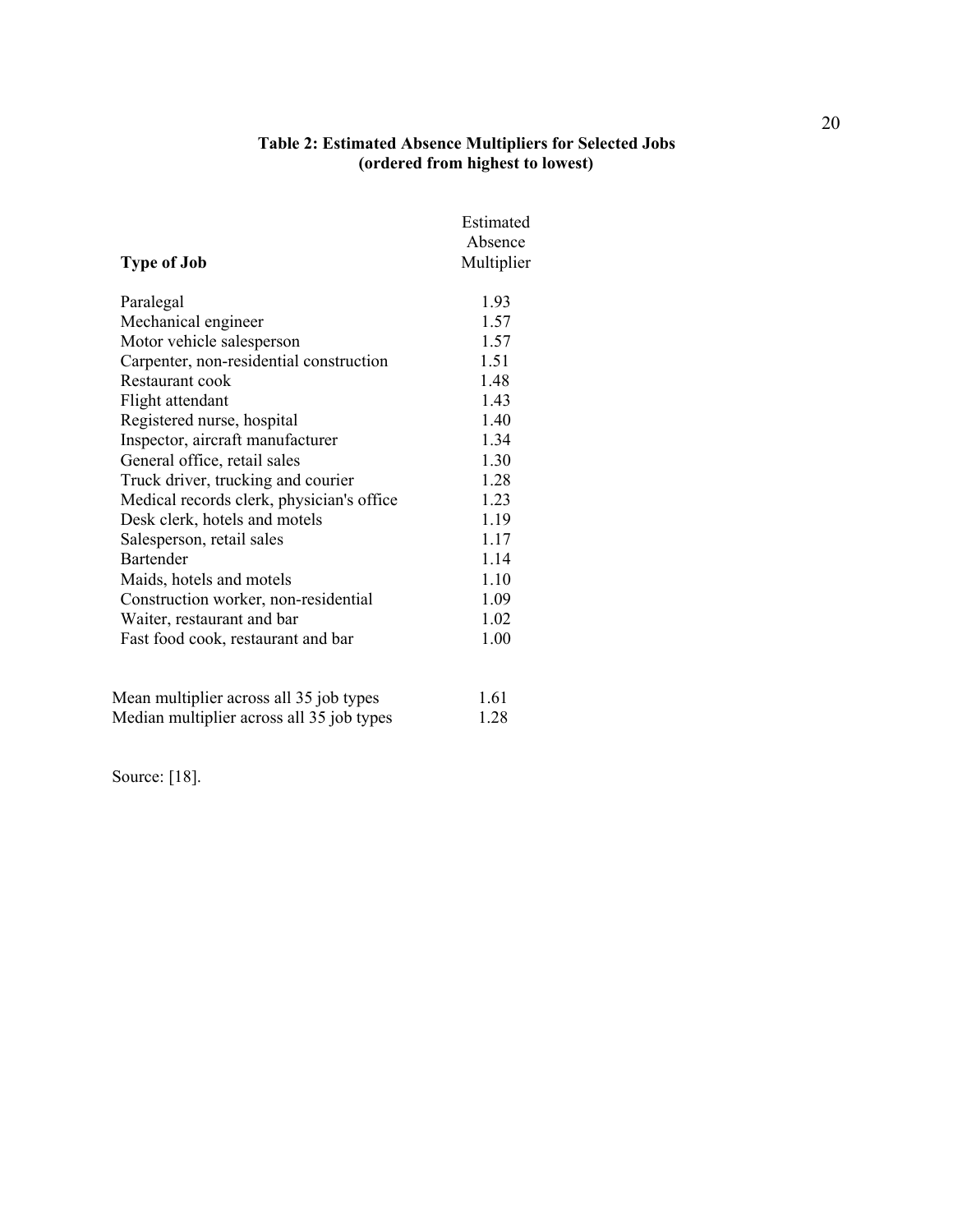**Table 2: Estimated Absence Multipliers for Selected Jobs (ordered from highest to lowest)**

| Type of Job | Estimated Absence Multiplier |
|---|---|
| Paralegal | 1.93 |
| Mechanical engineer | 1.57 |
| Motor vehicle salesperson | 1.57 |
| Carpenter, non-residential construction | 1.51 |
| Restaurant cook | 1.48 |
| Flight attendant | 1.43 |
| Registered nurse, hospital | 1.40 |
| Inspector, aircraft manufacturer | 1.34 |
| General office, retail sales | 1.30 |
| Truck driver, trucking and courier | 1.28 |
| Medical records clerk, physician's office | 1.23 |
| Desk clerk, hotels and motels | 1.19 |
| Salesperson, retail sales | 1.17 |
| Bartender | 1.14 |
| Maids, hotels and motels | 1.10 |
| Construction worker, non-residential | 1.09 |
| Waiter, restaurant and bar | 1.02 |
| Fast food cook, restaurant and bar | 1.00 |
| | |
| Mean multiplier across all 35 job types | 1.61 |
| Median multiplier across all 35 job types | 1.28 |

Source: [18].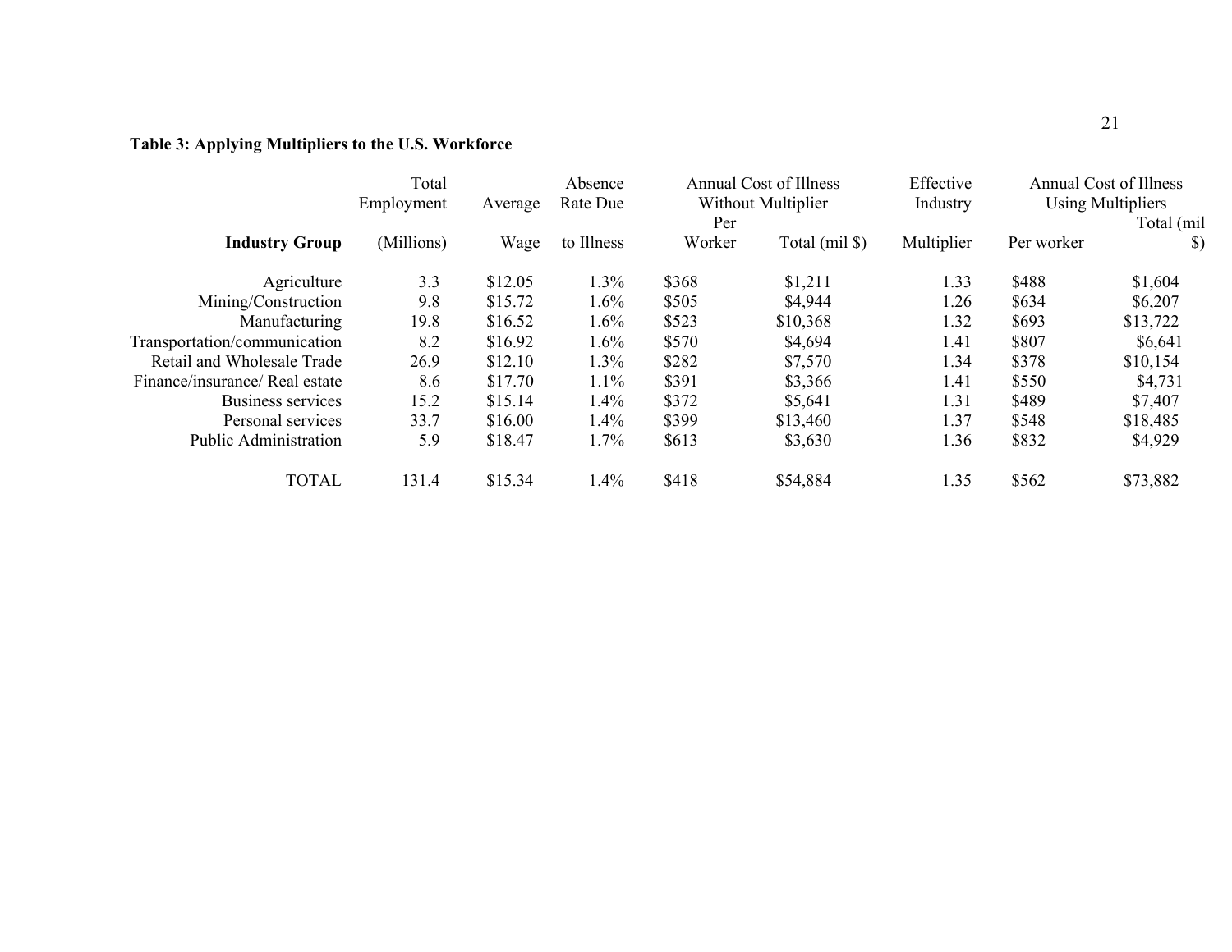**Table 3: Applying Multipliers to the U.S. Workforce**

| Industry Group | Total Employment (Millions) | Average Wage | Absence Rate Due to Illness | Annual Cost of Illness Without Multiplier | | Effective Industry Multiplier | Annual Cost of Illness Using Multipliers | |
|---|---|---|---|---|---|---|---|---|
| | | | | Per Worker | Total (mil $) | | Per worker | Total (mil $) |
| Agriculture | 3.3 | $12.05 | 1.3% | $368 | $1,211 | 1.33 | $488 | $1,604 |
| Mining/Construction | 9.8 | $15.72 | 1.6% | $505 | $4,944 | 1.26 | $634 | $6,207 |
| Manufacturing | 19.8 | $16.52 | 1.6% | $523 | $10,368 | 1.32 | $693 | $13,722 |
| Transportation/communication | 8.2 | $16.92 | 1.6% | $570 | $4,694 | 1.41 | $807 | $6,641 |
| Retail and Wholesale Trade | 26.9 | $12.10 | 1.3% | $282 | $7,570 | 1.34 | $378 | $10,154 |
| Finance/insurance/ Real estate | 8.6 | $17.70 | 1.1% | $391 | $3,366 | 1.41 | $550 | $4,731 |
| Business services | 15.2 | $15.14 | 1.4% | $372 | $5,641 | 1.31 | $489 | $7,407 |
| Personal services | 33.7 | $16.00 | 1.4% | $399 | $13,460 | 1.37 | $548 | $18,485 |
| Public Administration | 5.9 | $18.47 | 1.7% | $613 | $3,630 | 1.36 | $832 | $4,929 |
| TOTAL | 131.4 | $15.34 | 1.4% | $418 | $54,884 | 1.35 | $562 | $73,882 |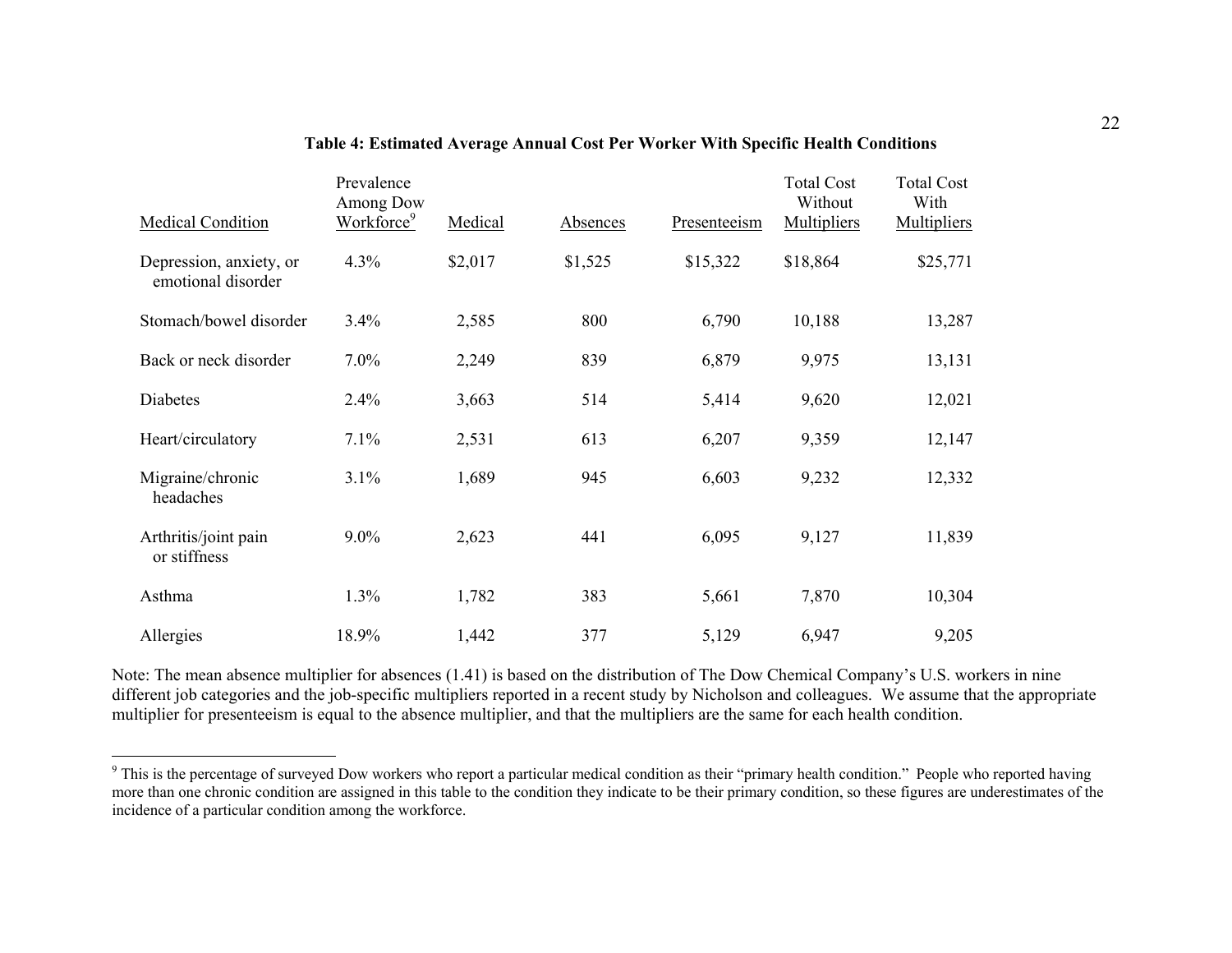**Table 4: Estimated Average Annual Cost Per Worker With Specific Health Conditions**

| Medical Condition | Prevalence Among Dow Workforce[9] | Medical | Absences | Presenteeism | Total Cost Without Multipliers | Total Cost With Multipliers |
|---|---|---|---|---|---|---|
| Depression, anxiety, or emotional disorder | 4.3% | $2,017 | $1,525 | $15,322 | $18,864 | $25,771 |
| Stomach/bowel disorder | 3.4% | 2,585 | 800 | 6,790 | 10,188 | 13,287 |
| Back or neck disorder | 7.0% | 2,249 | 839 | 6,879 | 9,975 | 13,131 |
| Diabetes | 2.4% | 3,663 | 514 | 5,414 | 9,620 | 12,021 |
| Heart/circulatory | 7.1% | 2,531 | 613 | 6,207 | 9,359 | 12,147 |
| Migraine/chronic headaches | 3.1% | 1,689 | 945 | 6,603 | 9,232 | 12,332 |
| Arthritis/joint pain or stiffness | 9.0% | 2,623 | 441 | 6,095 | 9,127 | 11,839 |
| Asthma | 1.3% | 1,782 | 383 | 5,661 | 7,870 | 10,304 |
| Allergies | 18.9% | 1,442 | 377 | 5,129 | 6,947 | 9,205 |

Note: The mean absence multiplier for absences (1.41) is based on the distribution of The Dow Chemical Company's U.S. workers in nine different job categories and the job-specific multipliers reported in a recent study by Nicholson and colleagues. We assume that the appropriate multiplier for presenteeism is equal to the absence multiplier, and that the multipliers are the same for each health condition.

[9] This is the percentage of surveyed Dow workers who report a particular medical condition as their "primary health condition." People who reported having more than one chronic condition are assigned in this table to the condition they indicate to be their primary condition, so these figures are underestimates of the incidence of a particular condition among the workforce.